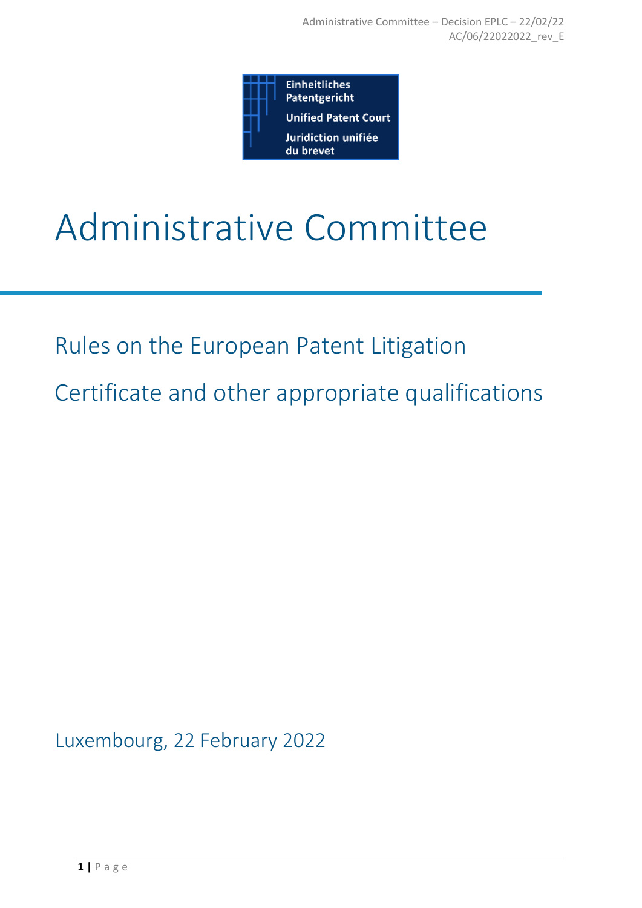Einheitliches Patentgericht

Unified Patent Court

Juridiction unifiée du brevet

# Administrative Committee

## Rules on the European Patent Litigation Certificate and other appropriate qualifications

Luxembourg, 22 February 2022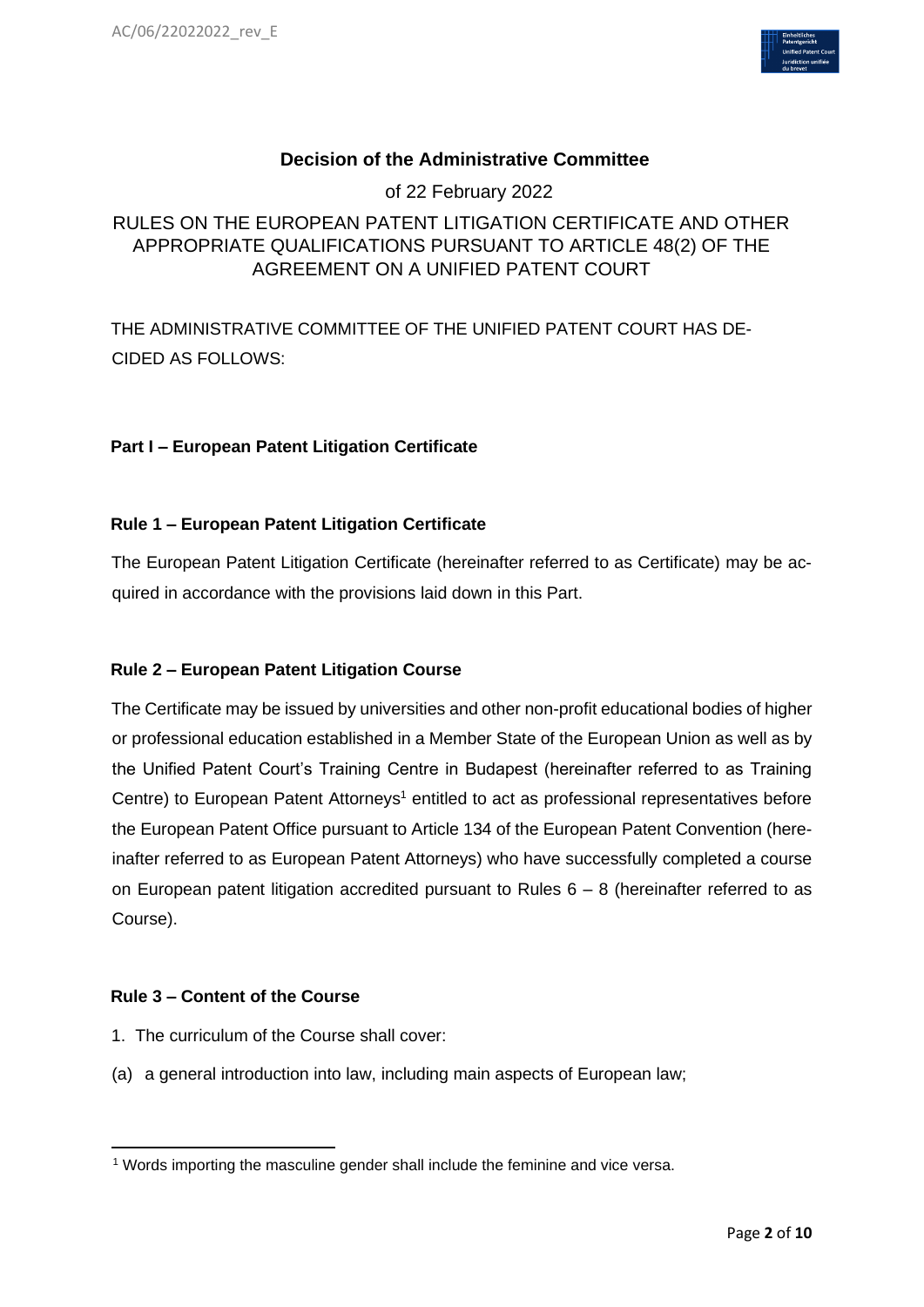## Decision of the Administrative Committee

of 22 February 2022

RULES ON THE EUROPEAN PATENT LITIGATION CERTIFICATE AND OTHER APPROPRIATE QUALIFICATIONS PURSUANT TO ARTICLE 48(2) OF THE AGREEMENT ON A UNIFIED PATENT COURT

THE ADMINISTRATIVE COMMITTEE OF THE UNIFIED PATENT COURT HAS DECIDED AS FOLLOWS:

### Part I – European Patent Litigation Certificate

#### Rule 1 – European Patent Litigation Certificate

The European Patent Litigation Certificate (hereinafter referred to as Certificate) may be acquired in accordance with the provisions laid down in this Part.

#### Rule 2 – European Patent Litigation Course

The Certificate may be issued by universities and other non-profit educational bodies of higher or professional education established in a Member State of the European Union as well as by the Unified Patent Court's Training Centre in Budapest (hereinafter referred to as Training Centre) to European Patent Attorneys[1] entitled to act as professional representatives before the European Patent Office pursuant to Article 134 of the European Patent Convention (hereinafter referred to as European Patent Attorneys) who have successfully completed a course on European patent litigation accredited pursuant to Rules 6 – 8 (hereinafter referred to as Course).

#### Rule 3 – Content of the Course

1. The curriculum of the Course shall cover:

(a) a general introduction into law, including main aspects of European law;

---

[1] Words importing the masculine gender shall include the feminine and vice versa.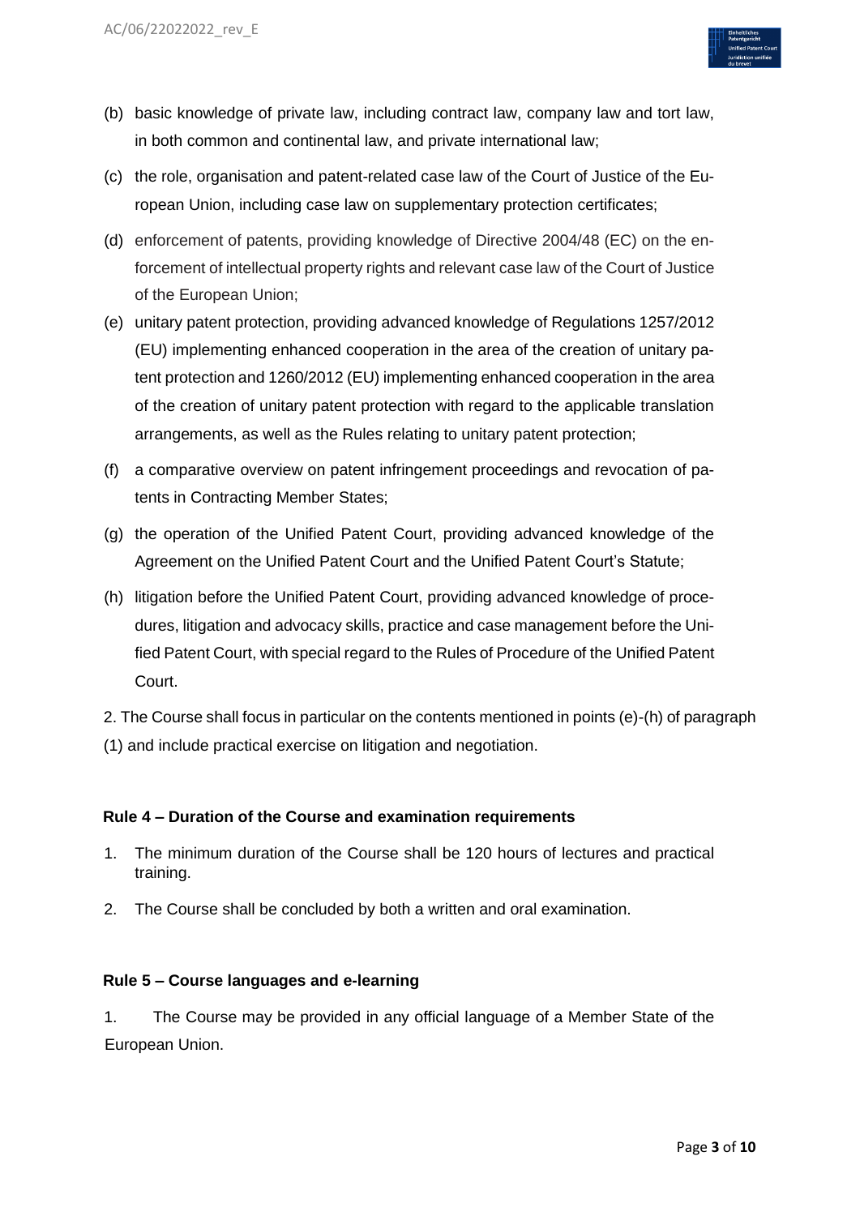(b) basic knowledge of private law, including contract law, company law and tort law, in both common and continental law, and private international law;

(c) the role, organisation and patent-related case law of the Court of Justice of the European Union, including case law on supplementary protection certificates;

(d) enforcement of patents, providing knowledge of Directive 2004/48 (EC) on the enforcement of intellectual property rights and relevant case law of the Court of Justice of the European Union;

(e) unitary patent protection, providing advanced knowledge of Regulations 1257/2012 (EU) implementing enhanced cooperation in the area of the creation of unitary patent protection and 1260/2012 (EU) implementing enhanced cooperation in the area of the creation of unitary patent protection with regard to the applicable translation arrangements, as well as the Rules relating to unitary patent protection;

(f) a comparative overview on patent infringement proceedings and revocation of patents in Contracting Member States;

(g) the operation of the Unified Patent Court, providing advanced knowledge of the Agreement on the Unified Patent Court and the Unified Patent Court's Statute;

(h) litigation before the Unified Patent Court, providing advanced knowledge of procedures, litigation and advocacy skills, practice and case management before the Unified Patent Court, with special regard to the Rules of Procedure of the Unified Patent Court.

2. The Course shall focus in particular on the contents mentioned in points (e)-(h) of paragraph (1) and include practical exercise on litigation and negotiation.

**Rule 4 – Duration of the Course and examination requirements**

1. The minimum duration of the Course shall be 120 hours of lectures and practical training.

2. The Course shall be concluded by both a written and oral examination.

**Rule 5 – Course languages and e-learning**

1. The Course may be provided in any official language of a Member State of the European Union.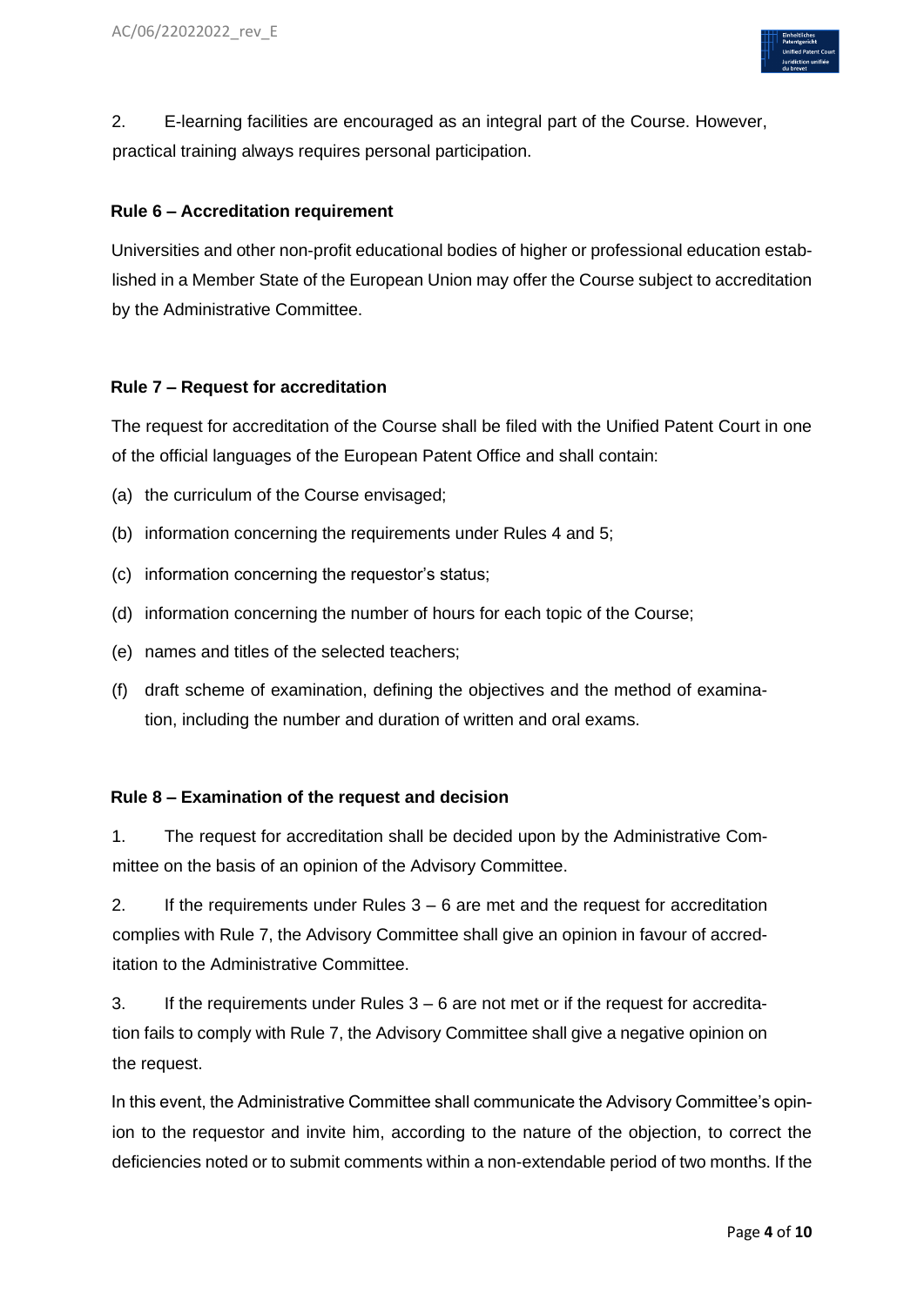2. E-learning facilities are encouraged as an integral part of the Course. However, practical training always requires personal participation.

### Rule 6 – Accreditation requirement

Universities and other non-profit educational bodies of higher or professional education established in a Member State of the European Union may offer the Course subject to accreditation by the Administrative Committee.

### Rule 7 – Request for accreditation

The request for accreditation of the Course shall be filed with the Unified Patent Court in one of the official languages of the European Patent Office and shall contain:

(a) the curriculum of the Course envisaged;

(b) information concerning the requirements under Rules 4 and 5;

(c) information concerning the requestor's status;

(d) information concerning the number of hours for each topic of the Course;

(e) names and titles of the selected teachers;

(f) draft scheme of examination, defining the objectives and the method of examination, including the number and duration of written and oral exams.

### Rule 8 – Examination of the request and decision

1. The request for accreditation shall be decided upon by the Administrative Committee on the basis of an opinion of the Advisory Committee.

2. If the requirements under Rules 3 – 6 are met and the request for accreditation complies with Rule 7, the Advisory Committee shall give an opinion in favour of accreditation to the Administrative Committee.

3. If the requirements under Rules 3 – 6 are not met or if the request for accreditation fails to comply with Rule 7, the Advisory Committee shall give a negative opinion on the request.

In this event, the Administrative Committee shall communicate the Advisory Committee's opinion to the requestor and invite him, according to the nature of the objection, to correct the deficiencies noted or to submit comments within a non-extendable period of two months. If the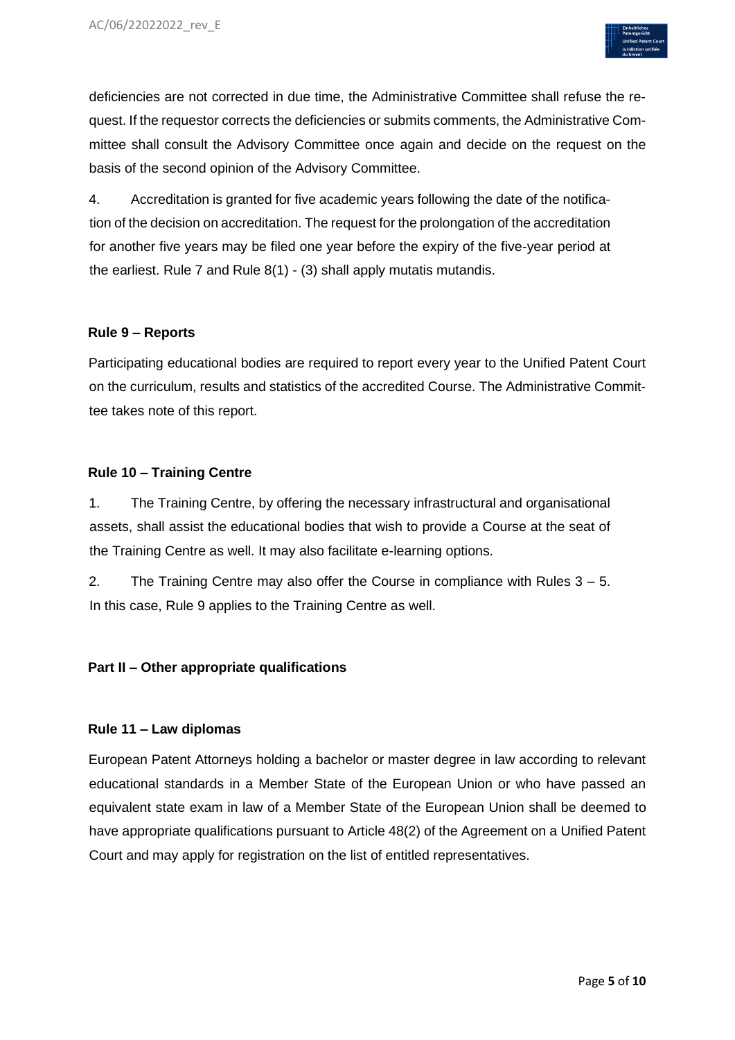deficiencies are not corrected in due time, the Administrative Committee shall refuse the request. If the requestor corrects the deficiencies or submits comments, the Administrative Committee shall consult the Advisory Committee once again and decide on the request on the basis of the second opinion of the Advisory Committee.

4. Accreditation is granted for five academic years following the date of the notification of the decision on accreditation. The request for the prolongation of the accreditation for another five years may be filed one year before the expiry of the five-year period at the earliest. Rule 7 and Rule 8(1) - (3) shall apply mutatis mutandis.

**Rule 9 – Reports**

Participating educational bodies are required to report every year to the Unified Patent Court on the curriculum, results and statistics of the accredited Course. The Administrative Committee takes note of this report.

**Rule 10 – Training Centre**

1. The Training Centre, by offering the necessary infrastructural and organisational assets, shall assist the educational bodies that wish to provide a Course at the seat of the Training Centre as well. It may also facilitate e-learning options.

2. The Training Centre may also offer the Course in compliance with Rules 3 – 5. In this case, Rule 9 applies to the Training Centre as well.

## Part II – Other appropriate qualifications

**Rule 11 – Law diplomas**

European Patent Attorneys holding a bachelor or master degree in law according to relevant educational standards in a Member State of the European Union or who have passed an equivalent state exam in law of a Member State of the European Union shall be deemed to have appropriate qualifications pursuant to Article 48(2) of the Agreement on a Unified Patent Court and may apply for registration on the list of entitled representatives.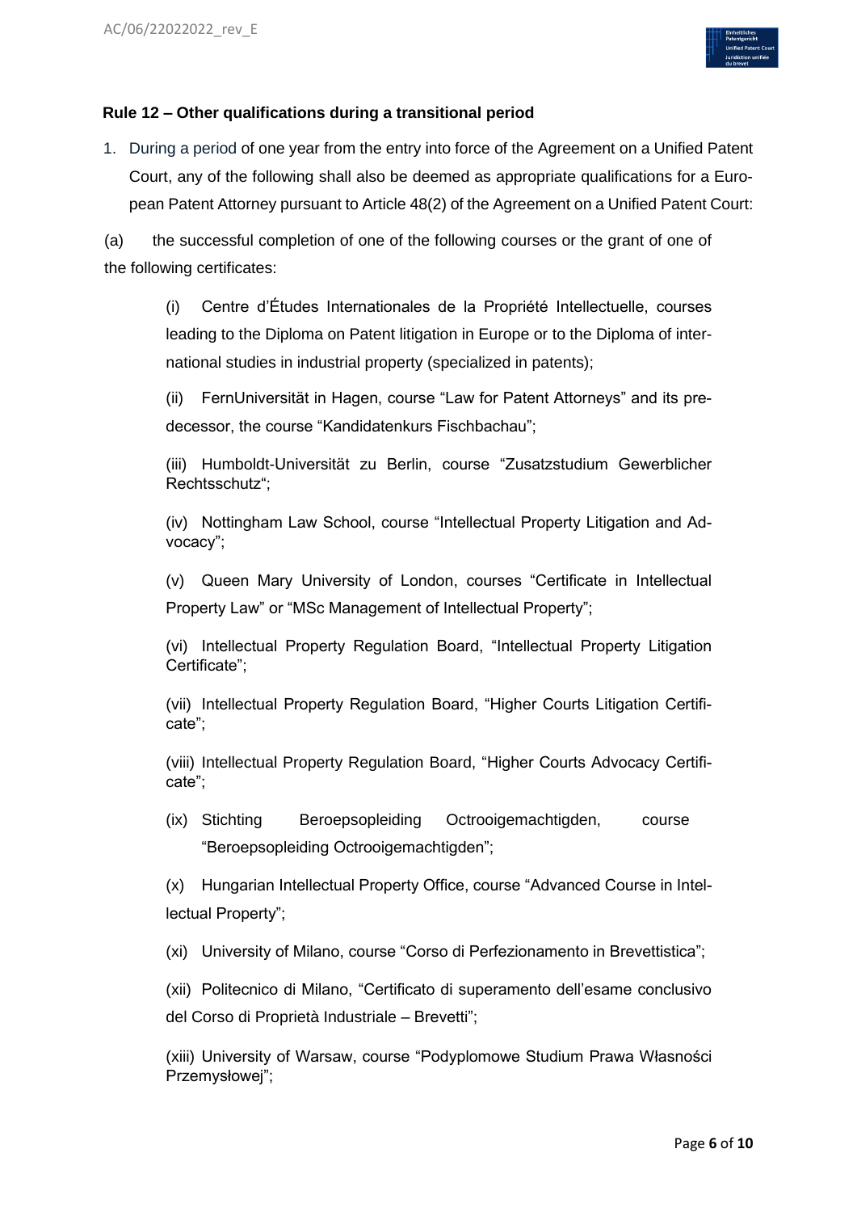### Rule 12 – Other qualifications during a transitional period

1. During a period of one year from the entry into force of the Agreement on a Unified Patent Court, any of the following shall also be deemed as appropriate qualifications for a European Patent Attorney pursuant to Article 48(2) of the Agreement on a Unified Patent Court:

(a) the successful completion of one of the following courses or the grant of one of the following certificates:

(i) Centre d'Études Internationales de la Propriété Intellectuelle, courses leading to the Diploma on Patent litigation in Europe or to the Diploma of international studies in industrial property (specialized in patents);

(ii) FernUniversität in Hagen, course "Law for Patent Attorneys" and its predecessor, the course "Kandidatenkurs Fischbachau";

(iii) Humboldt-Universität zu Berlin, course "Zusatzstudium Gewerblicher Rechtsschutz";

(iv) Nottingham Law School, course "Intellectual Property Litigation and Advocacy";

(v) Queen Mary University of London, courses "Certificate in Intellectual Property Law" or "MSc Management of Intellectual Property";

(vi) Intellectual Property Regulation Board, "Intellectual Property Litigation Certificate";

(vii) Intellectual Property Regulation Board, "Higher Courts Litigation Certificate";

(viii) Intellectual Property Regulation Board, "Higher Courts Advocacy Certificate";

(ix) Stichting Beroepsopleiding Octrooigemachtigden, course "Beroepsopleiding Octrooigemachtigden";

(x) Hungarian Intellectual Property Office, course "Advanced Course in Intellectual Property";

(xi) University of Milano, course "Corso di Perfezionamento in Brevettistica";

(xii) Politecnico di Milano, "Certificato di superamento dell'esame conclusivo del Corso di Proprietà Industriale – Brevetti";

(xiii) University of Warsaw, course "Podyplomowe Studium Prawa Własności Przemysłowej";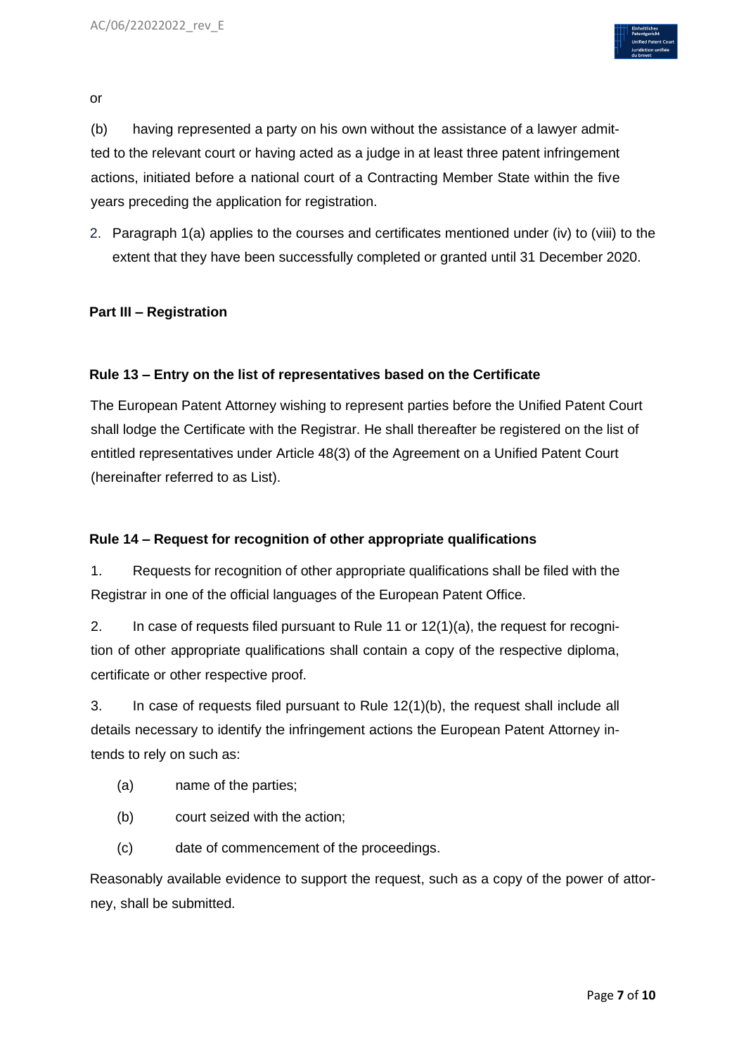or

(b) having represented a party on his own without the assistance of a lawyer admitted to the relevant court or having acted as a judge in at least three patent infringement actions, initiated before a national court of a Contracting Member State within the five years preceding the application for registration.

2. Paragraph 1(a) applies to the courses and certificates mentioned under (iv) to (viii) to the extent that they have been successfully completed or granted until 31 December 2020.

## Part III – Registration

### Rule 13 – Entry on the list of representatives based on the Certificate

The European Patent Attorney wishing to represent parties before the Unified Patent Court shall lodge the Certificate with the Registrar. He shall thereafter be registered on the list of entitled representatives under Article 48(3) of the Agreement on a Unified Patent Court (hereinafter referred to as List).

### Rule 14 – Request for recognition of other appropriate qualifications

1. Requests for recognition of other appropriate qualifications shall be filed with the Registrar in one of the official languages of the European Patent Office.

2. In case of requests filed pursuant to Rule 11 or 12(1)(a), the request for recognition of other appropriate qualifications shall contain a copy of the respective diploma, certificate or other respective proof.

3. In case of requests filed pursuant to Rule 12(1)(b), the request shall include all details necessary to identify the infringement actions the European Patent Attorney intends to rely on such as:

(a) name of the parties;

(b) court seized with the action;

(c) date of commencement of the proceedings.

Reasonably available evidence to support the request, such as a copy of the power of attorney, shall be submitted.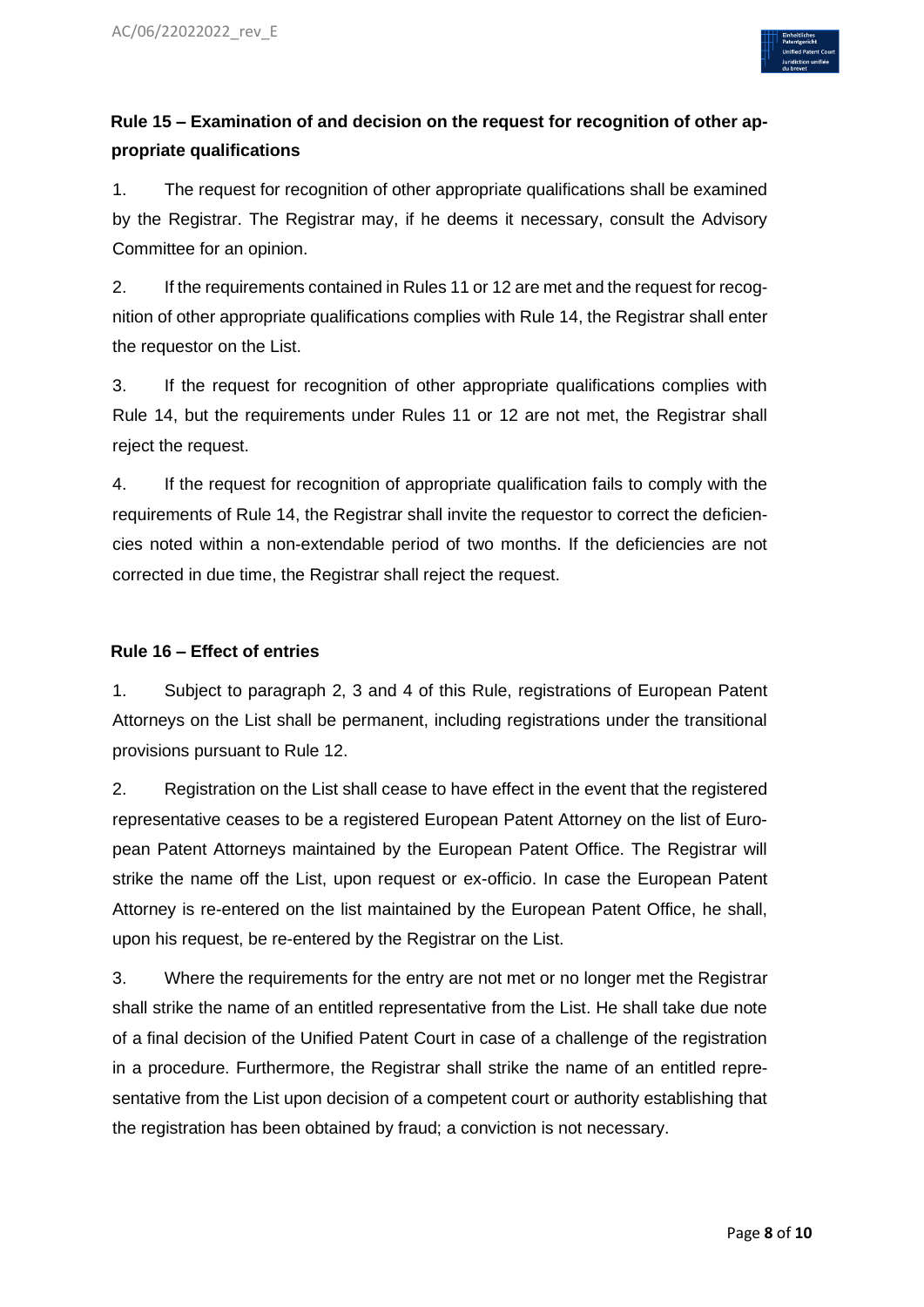## Rule 15 – Examination of and decision on the request for recognition of other appropriate qualifications

1. The request for recognition of other appropriate qualifications shall be examined by the Registrar. The Registrar may, if he deems it necessary, consult the Advisory Committee for an opinion.

2. If the requirements contained in Rules 11 or 12 are met and the request for recognition of other appropriate qualifications complies with Rule 14, the Registrar shall enter the requestor on the List.

3. If the request for recognition of other appropriate qualifications complies with Rule 14, but the requirements under Rules 11 or 12 are not met, the Registrar shall reject the request.

4. If the request for recognition of appropriate qualification fails to comply with the requirements of Rule 14, the Registrar shall invite the requestor to correct the deficiencies noted within a non-extendable period of two months. If the deficiencies are not corrected in due time, the Registrar shall reject the request.

## Rule 16 – Effect of entries

1. Subject to paragraph 2, 3 and 4 of this Rule, registrations of European Patent Attorneys on the List shall be permanent, including registrations under the transitional provisions pursuant to Rule 12.

2. Registration on the List shall cease to have effect in the event that the registered representative ceases to be a registered European Patent Attorney on the list of European Patent Attorneys maintained by the European Patent Office. The Registrar will strike the name off the List, upon request or ex-officio. In case the European Patent Attorney is re-entered on the list maintained by the European Patent Office, he shall, upon his request, be re-entered by the Registrar on the List.

3. Where the requirements for the entry are not met or no longer met the Registrar shall strike the name of an entitled representative from the List. He shall take due note of a final decision of the Unified Patent Court in case of a challenge of the registration in a procedure. Furthermore, the Registrar shall strike the name of an entitled representative from the List upon decision of a competent court or authority establishing that the registration has been obtained by fraud; a conviction is not necessary.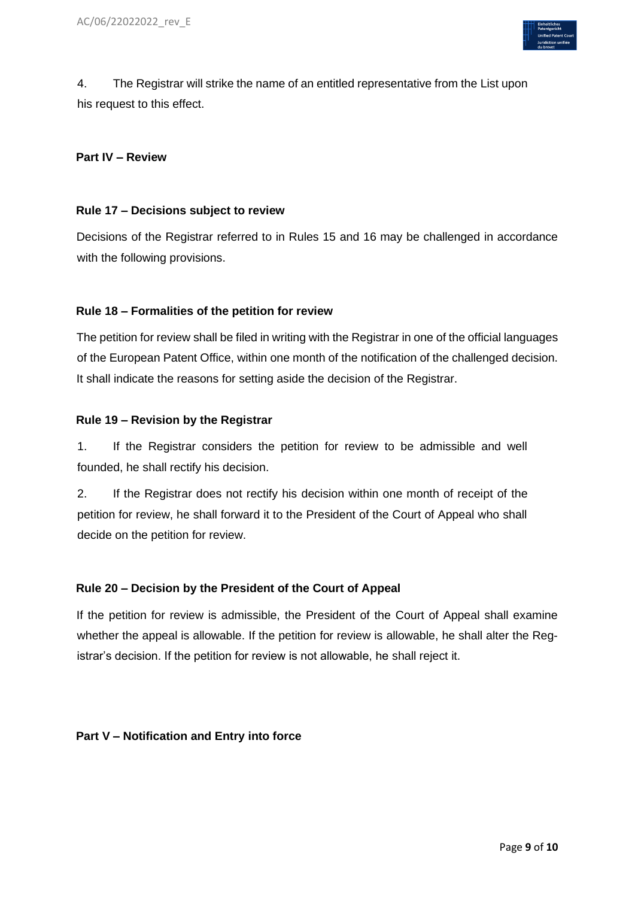4. The Registrar will strike the name of an entitled representative from the List upon his request to this effect.

## Part IV – Review

### Rule 17 – Decisions subject to review

Decisions of the Registrar referred to in Rules 15 and 16 may be challenged in accordance with the following provisions.

### Rule 18 – Formalities of the petition for review

The petition for review shall be filed in writing with the Registrar in one of the official languages of the European Patent Office, within one month of the notification of the challenged decision. It shall indicate the reasons for setting aside the decision of the Registrar.

### Rule 19 – Revision by the Registrar

1. If the Registrar considers the petition for review to be admissible and well founded, he shall rectify his decision.

2. If the Registrar does not rectify his decision within one month of receipt of the petition for review, he shall forward it to the President of the Court of Appeal who shall decide on the petition for review.

### Rule 20 – Decision by the President of the Court of Appeal

If the petition for review is admissible, the President of the Court of Appeal shall examine whether the appeal is allowable. If the petition for review is allowable, he shall alter the Registrar's decision. If the petition for review is not allowable, he shall reject it.

## Part V – Notification and Entry into force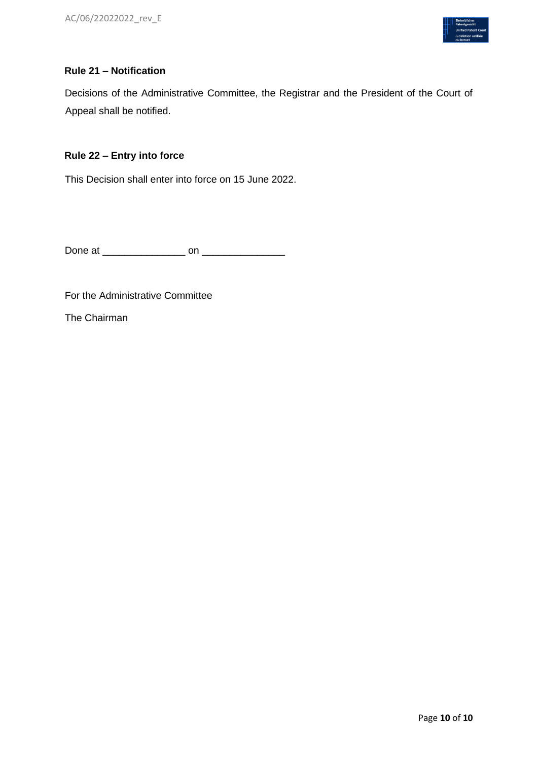### Rule 21 – Notification

Decisions of the Administrative Committee, the Registrar and the President of the Court of Appeal shall be notified.

### Rule 22 – Entry into force

This Decision shall enter into force on 15 June 2022.

Done at _______________ on _______________

For the Administrative Committee

The Chairman